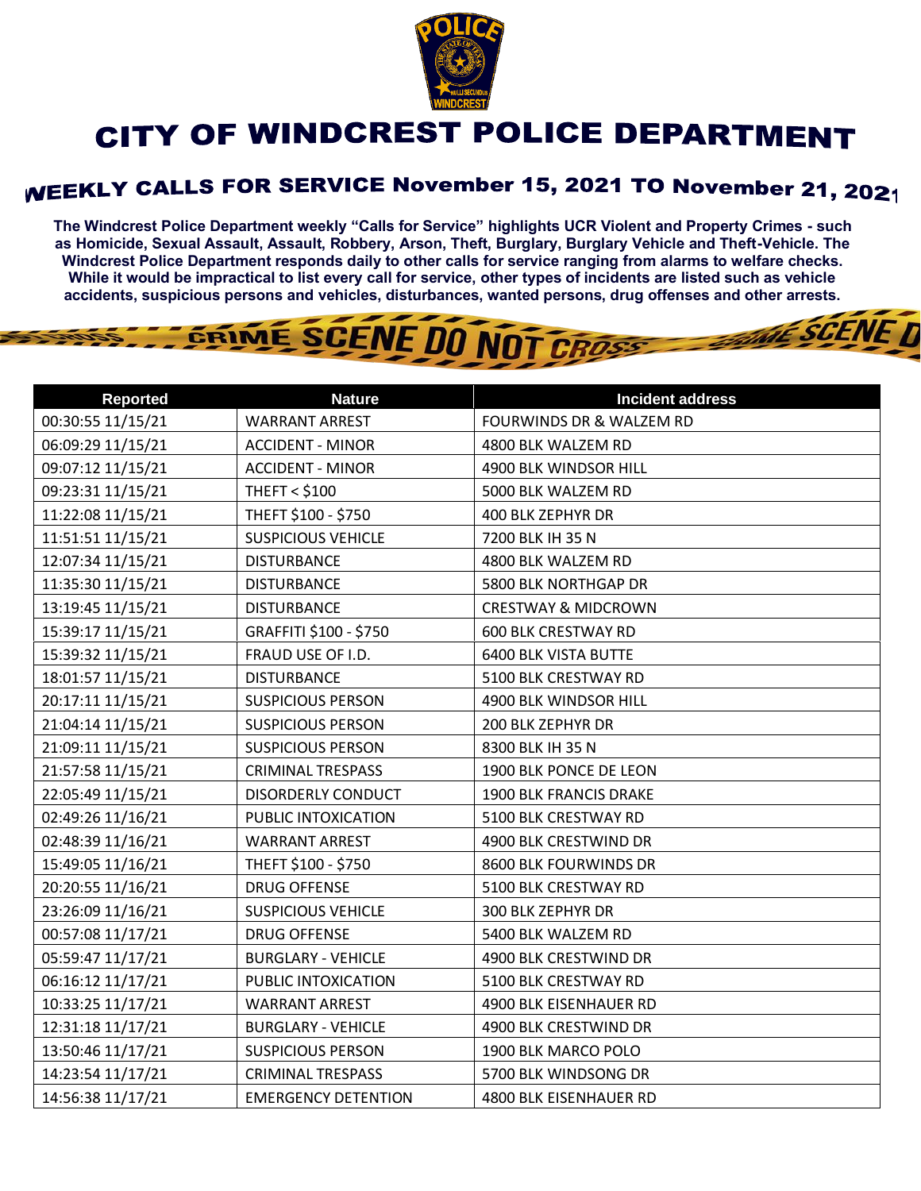# CITY OF WINDCREST POLICE DEPARTMENT

## WEEKLY CALLS FOR SERVICE November 15, 2021 TO November 21, 2021

**The Windcrest Police Department weekly "Calls for Service" highlights UCR Violent and Property Crimes - such as Homicide, Sexual Assault, Assault, Robbery, Arson, Theft, Burglary, Burglary Vehicle and Theft-Vehicle. The Windcrest Police Department responds daily to other calls for service ranging from alarms to welfare checks. While it would be impractical to list every call for service, other types of incidents are listed such as vehicle accidents, suspicious persons and vehicles, disturbances, wanted persons, drug offenses and other arrests.**

| Reported | Nature | Incident address |
|---|---|---|
| 00:30:55 11/15/21 | WARRANT ARREST | FOURWINDS DR & WALZEM RD |
| 06:09:29 11/15/21 | ACCIDENT - MINOR | 4800 BLK WALZEM RD |
| 09:07:12 11/15/21 | ACCIDENT - MINOR | 4900 BLK WINDSOR HILL |
| 09:23:31 11/15/21 | THEFT < $100 | 5000 BLK WALZEM RD |
| 11:22:08 11/15/21 | THEFT $100 - $750 | 400 BLK ZEPHYR DR |
| 11:51:51 11/15/21 | SUSPICIOUS VEHICLE | 7200 BLK IH 35 N |
| 12:07:34 11/15/21 | DISTURBANCE | 4800 BLK WALZEM RD |
| 11:35:30 11/15/21 | DISTURBANCE | 5800 BLK NORTHGAP DR |
| 13:19:45 11/15/21 | DISTURBANCE | CRESTWAY & MIDCROWN |
| 15:39:17 11/15/21 | GRAFFITI $100 - $750 | 600 BLK CRESTWAY RD |
| 15:39:32 11/15/21 | FRAUD USE OF I.D. | 6400 BLK VISTA BUTTE |
| 18:01:57 11/15/21 | DISTURBANCE | 5100 BLK CRESTWAY RD |
| 20:17:11 11/15/21 | SUSPICIOUS PERSON | 4900 BLK WINDSOR HILL |
| 21:04:14 11/15/21 | SUSPICIOUS PERSON | 200 BLK ZEPHYR DR |
| 21:09:11 11/15/21 | SUSPICIOUS PERSON | 8300 BLK IH 35 N |
| 21:57:58 11/15/21 | CRIMINAL TRESPASS | 1900 BLK PONCE DE LEON |
| 22:05:49 11/15/21 | DISORDERLY CONDUCT | 1900 BLK FRANCIS DRAKE |
| 02:49:26 11/16/21 | PUBLIC INTOXICATION | 5100 BLK CRESTWAY RD |
| 02:48:39 11/16/21 | WARRANT ARREST | 4900 BLK CRESTWIND DR |
| 15:49:05 11/16/21 | THEFT $100 - $750 | 8600 BLK FOURWINDS DR |
| 20:20:55 11/16/21 | DRUG OFFENSE | 5100 BLK CRESTWAY RD |
| 23:26:09 11/16/21 | SUSPICIOUS VEHICLE | 300 BLK ZEPHYR DR |
| 00:57:08 11/17/21 | DRUG OFFENSE | 5400 BLK WALZEM RD |
| 05:59:47 11/17/21 | BURGLARY - VEHICLE | 4900 BLK CRESTWIND DR |
| 06:16:12 11/17/21 | PUBLIC INTOXICATION | 5100 BLK CRESTWAY RD |
| 10:33:25 11/17/21 | WARRANT ARREST | 4900 BLK EISENHAUER RD |
| 12:31:18 11/17/21 | BURGLARY - VEHICLE | 4900 BLK CRESTWIND DR |
| 13:50:46 11/17/21 | SUSPICIOUS PERSON | 1900 BLK MARCO POLO |
| 14:23:54 11/17/21 | CRIMINAL TRESPASS | 5700 BLK WINDSONG DR |
| 14:56:38 11/17/21 | EMERGENCY DETENTION | 4800 BLK EISENHAUER RD |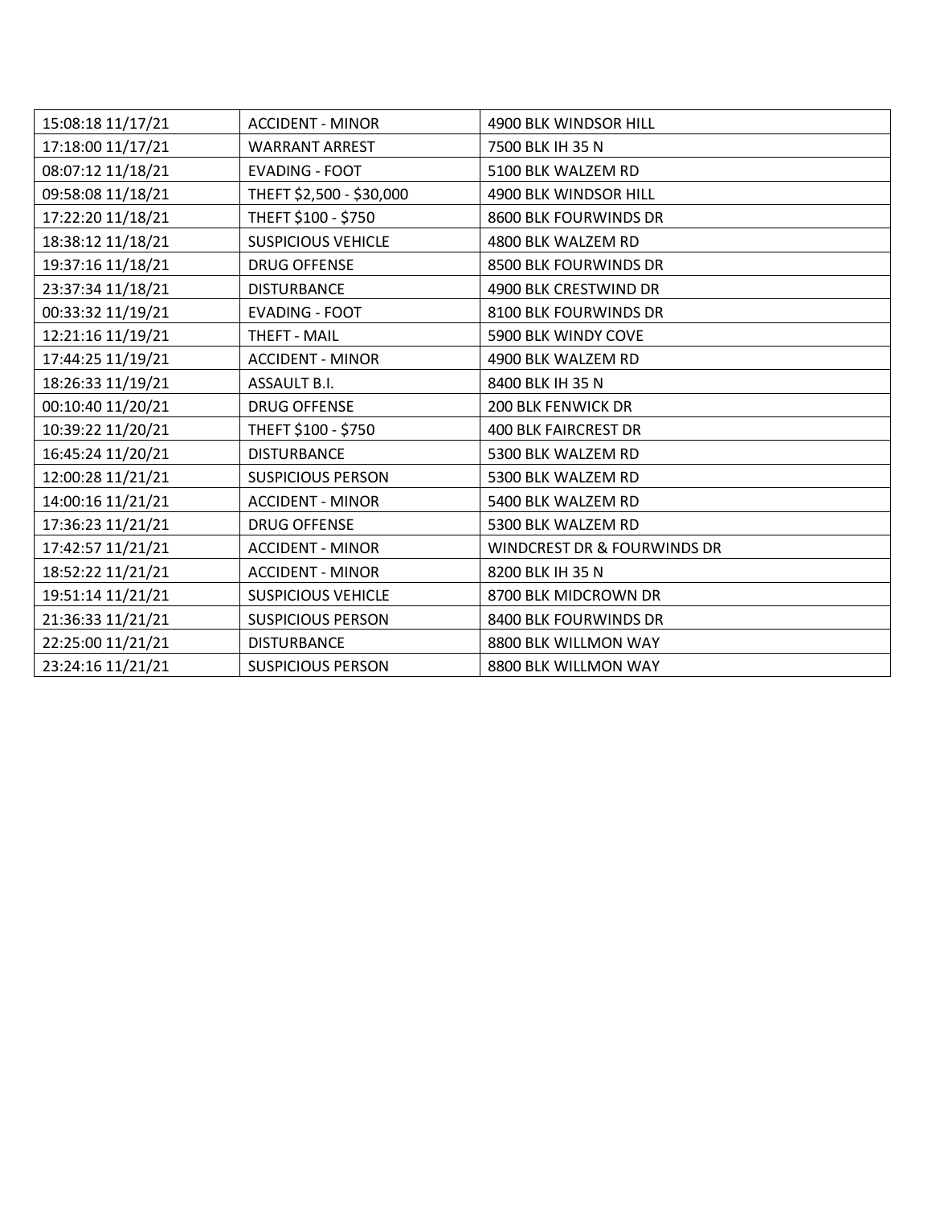| | | |
|---|---|---|
| 15:08:18 11/17/21 | ACCIDENT - MINOR | 4900 BLK WINDSOR HILL |
| 17:18:00 11/17/21 | WARRANT ARREST | 7500 BLK IH 35 N |
| 08:07:12 11/18/21 | EVADING - FOOT | 5100 BLK WALZEM RD |
| 09:58:08 11/18/21 | THEFT $2,500 - $30,000 | 4900 BLK WINDSOR HILL |
| 17:22:20 11/18/21 | THEFT $100 - $750 | 8600 BLK FOURWINDS DR |
| 18:38:12 11/18/21 | SUSPICIOUS VEHICLE | 4800 BLK WALZEM RD |
| 19:37:16 11/18/21 | DRUG OFFENSE | 8500 BLK FOURWINDS DR |
| 23:37:34 11/18/21 | DISTURBANCE | 4900 BLK CRESTWIND DR |
| 00:33:32 11/19/21 | EVADING - FOOT | 8100 BLK FOURWINDS DR |
| 12:21:16 11/19/21 | THEFT - MAIL | 5900 BLK WINDY COVE |
| 17:44:25 11/19/21 | ACCIDENT - MINOR | 4900 BLK WALZEM RD |
| 18:26:33 11/19/21 | ASSAULT B.I. | 8400 BLK IH 35 N |
| 00:10:40 11/20/21 | DRUG OFFENSE | 200 BLK FENWICK DR |
| 10:39:22 11/20/21 | THEFT $100 - $750 | 400 BLK FAIRCREST DR |
| 16:45:24 11/20/21 | DISTURBANCE | 5300 BLK WALZEM RD |
| 12:00:28 11/21/21 | SUSPICIOUS PERSON | 5300 BLK WALZEM RD |
| 14:00:16 11/21/21 | ACCIDENT - MINOR | 5400 BLK WALZEM RD |
| 17:36:23 11/21/21 | DRUG OFFENSE | 5300 BLK WALZEM RD |
| 17:42:57 11/21/21 | ACCIDENT - MINOR | WINDCREST DR & FOURWINDS DR |
| 18:52:22 11/21/21 | ACCIDENT - MINOR | 8200 BLK IH 35 N |
| 19:51:14 11/21/21 | SUSPICIOUS VEHICLE | 8700 BLK MIDCROWN DR |
| 21:36:33 11/21/21 | SUSPICIOUS PERSON | 8400 BLK FOURWINDS DR |
| 22:25:00 11/21/21 | DISTURBANCE | 8800 BLK WILLMON WAY |
| 23:24:16 11/21/21 | SUSPICIOUS PERSON | 8800 BLK WILLMON WAY |